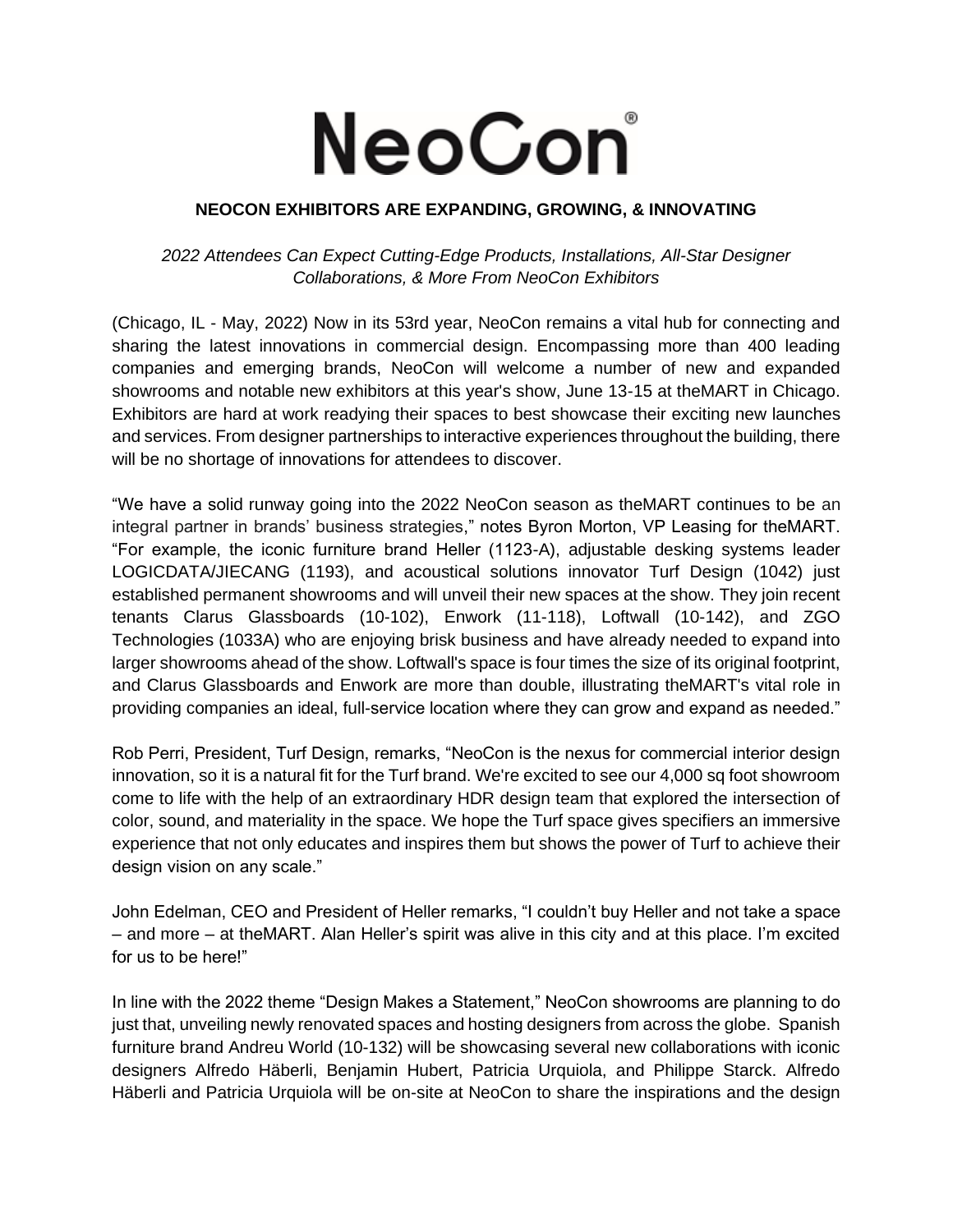# NeoCon®

**NEOCON EXHIBITORS ARE EXPANDING, GROWING, & INNOVATING**

*2022 Attendees Can Expect Cutting-Edge Products, Installations, All-Star Designer Collaborations, & More From NeoCon Exhibitors*

(Chicago, IL - May, 2022) Now in its 53rd year, NeoCon remains a vital hub for connecting and sharing the latest innovations in commercial design. Encompassing more than 400 leading companies and emerging brands, NeoCon will welcome a number of new and expanded showrooms and notable new exhibitors at this year's show, June 13-15 at theMART in Chicago. Exhibitors are hard at work readying their spaces to best showcase their exciting new launches and services. From designer partnerships to interactive experiences throughout the building, there will be no shortage of innovations for attendees to discover.

"We have a solid runway going into the 2022 NeoCon season as theMART continues to be an integral partner in brands' business strategies," notes Byron Morton, VP Leasing for theMART. "For example, the iconic furniture brand Heller (1123-A), adjustable desking systems leader LOGICDATA/JIECANG (1193), and acoustical solutions innovator Turf Design (1042) just established permanent showrooms and will unveil their new spaces at the show. They join recent tenants Clarus Glassboards (10-102), Enwork (11-118), Loftwall (10-142), and ZGO Technologies (1033A) who are enjoying brisk business and have already needed to expand into larger showrooms ahead of the show. Loftwall's space is four times the size of its original footprint, and Clarus Glassboards and Enwork are more than double, illustrating theMART's vital role in providing companies an ideal, full-service location where they can grow and expand as needed."

Rob Perri, President, Turf Design, remarks, "NeoCon is the nexus for commercial interior design innovation, so it is a natural fit for the Turf brand. We're excited to see our 4,000 sq foot showroom come to life with the help of an extraordinary HDR design team that explored the intersection of color, sound, and materiality in the space. We hope the Turf space gives specifiers an immersive experience that not only educates and inspires them but shows the power of Turf to achieve their design vision on any scale."

John Edelman, CEO and President of Heller remarks, "I couldn't buy Heller and not take a space – and more – at theMART. Alan Heller's spirit was alive in this city and at this place. I'm excited for us to be here!"

In line with the 2022 theme "Design Makes a Statement," NeoCon showrooms are planning to do just that, unveiling newly renovated spaces and hosting designers from across the globe. Spanish furniture brand Andreu World (10-132) will be showcasing several new collaborations with iconic designers Alfredo Häberli, Benjamin Hubert, Patricia Urquiola, and Philippe Starck. Alfredo Häberli and Patricia Urquiola will be on-site at NeoCon to share the inspirations and the design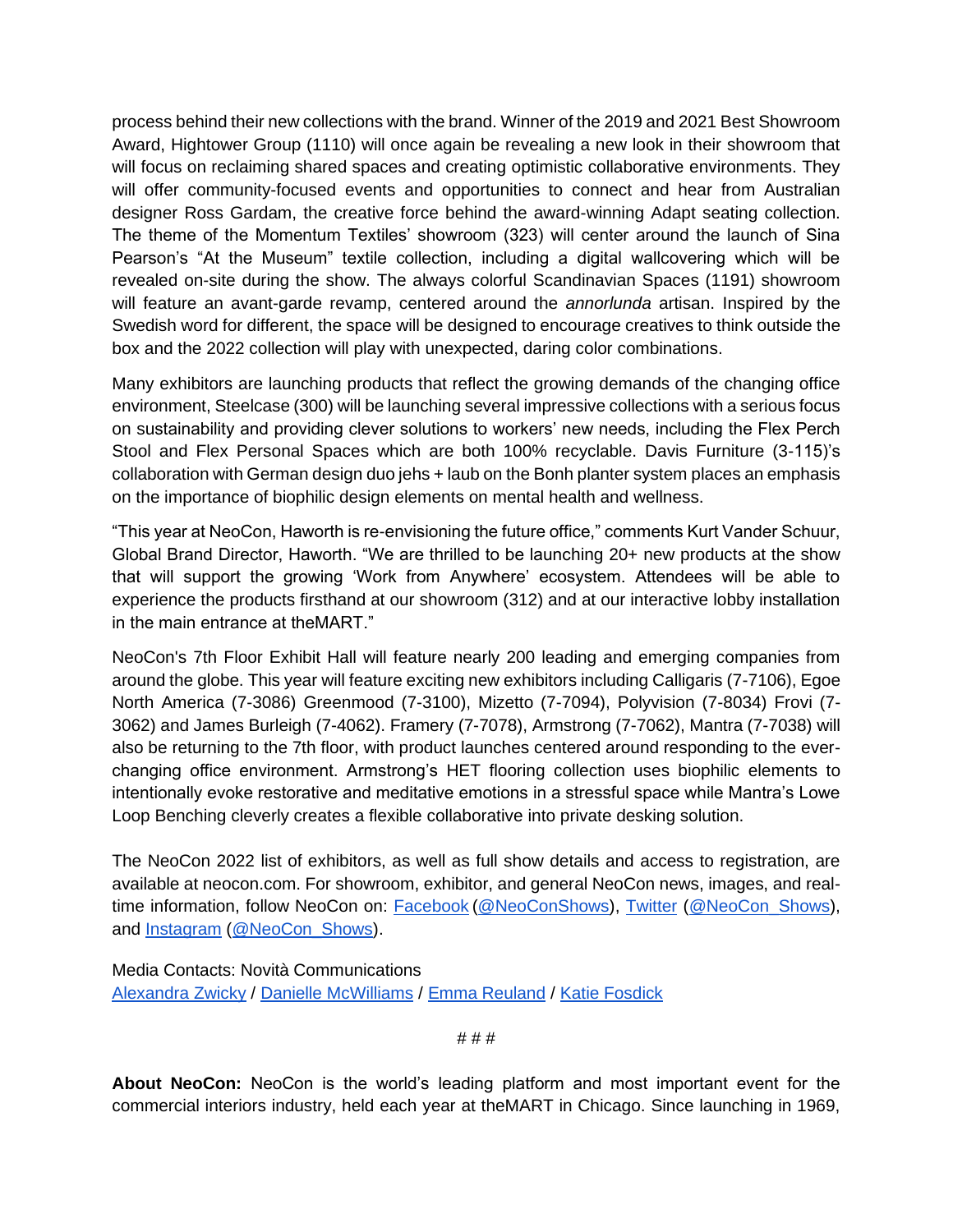process behind their new collections with the brand. Winner of the 2019 and 2021 Best Showroom Award, Hightower Group (1110) will once again be revealing a new look in their showroom that will focus on reclaiming shared spaces and creating optimistic collaborative environments. They will offer community-focused events and opportunities to connect and hear from Australian designer Ross Gardam, the creative force behind the award-winning Adapt seating collection. The theme of the Momentum Textiles' showroom (323) will center around the launch of Sina Pearson's "At the Museum" textile collection, including a digital wallcovering which will be revealed on-site during the show. The always colorful Scandinavian Spaces (1191) showroom will feature an avant-garde revamp, centered around the *annorlunda* artisan. Inspired by the Swedish word for different, the space will be designed to encourage creatives to think outside the box and the 2022 collection will play with unexpected, daring color combinations.

Many exhibitors are launching products that reflect the growing demands of the changing office environment, Steelcase (300) will be launching several impressive collections with a serious focus on sustainability and providing clever solutions to workers' new needs, including the Flex Perch Stool and Flex Personal Spaces which are both 100% recyclable. Davis Furniture (3-115)'s collaboration with German design duo jehs + laub on the Bonh planter system places an emphasis on the importance of biophilic design elements on mental health and wellness.

"This year at NeoCon, Haworth is re-envisioning the future office," comments Kurt Vander Schuur, Global Brand Director, Haworth. "We are thrilled to be launching 20+ new products at the show that will support the growing 'Work from Anywhere' ecosystem. Attendees will be able to experience the products firsthand at our showroom (312) and at our interactive lobby installation in the main entrance at theMART."

NeoCon's 7th Floor Exhibit Hall will feature nearly 200 leading and emerging companies from around the globe. This year will feature exciting new exhibitors including Calligaris (7-7106), Egoe North America (7-3086) Greenmood (7-3100), Mizetto (7-7094), Polyvision (7-8034) Frovi (7-3062) and James Burleigh (7-4062). Framery (7-7078), Armstrong (7-7062), Mantra (7-7038) will also be returning to the 7th floor, with product launches centered around responding to the ever-changing office environment. Armstrong's HET flooring collection uses biophilic elements to intentionally evoke restorative and meditative emotions in a stressful space while Mantra's Lowe Loop Benching cleverly creates a flexible collaborative into private desking solution.

The NeoCon 2022 list of exhibitors, as well as full show details and access to registration, are available at neocon.com. For showroom, exhibitor, and general NeoCon news, images, and real-time information, follow NeoCon on: Facebook (@NeoConShows), Twitter (@NeoCon_Shows), and Instagram (@NeoCon_Shows).

Media Contacts: Novità Communications
Alexandra Zwicky / Danielle McWilliams / Emma Reuland / Katie Fosdick

# # #

**About NeoCon:** NeoCon is the world's leading platform and most important event for the commercial interiors industry, held each year at theMART in Chicago. Since launching in 1969,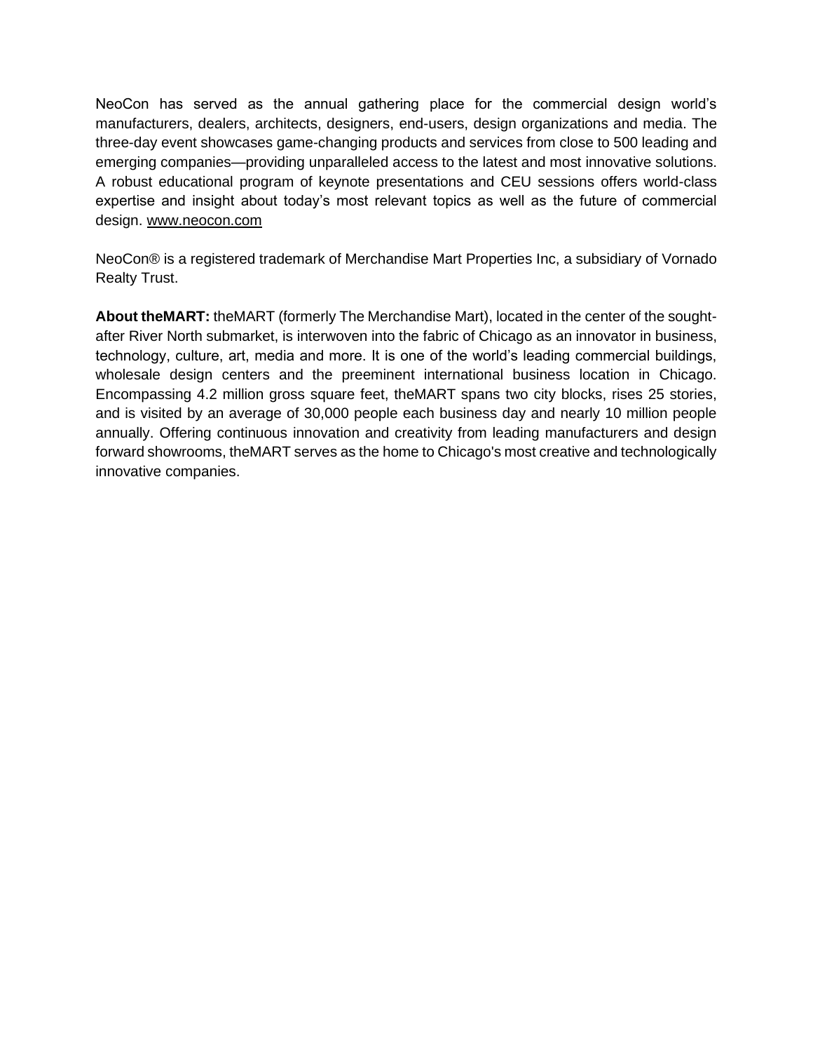NeoCon has served as the annual gathering place for the commercial design world's manufacturers, dealers, architects, designers, end-users, design organizations and media. The three-day event showcases game-changing products and services from close to 500 leading and emerging companies—providing unparalleled access to the latest and most innovative solutions. A robust educational program of keynote presentations and CEU sessions offers world-class expertise and insight about today's most relevant topics as well as the future of commercial design. www.neocon.com

NeoCon® is a registered trademark of Merchandise Mart Properties Inc, a subsidiary of Vornado Realty Trust.

**About theMART:** theMART (formerly The Merchandise Mart), located in the center of the sought-after River North submarket, is interwoven into the fabric of Chicago as an innovator in business, technology, culture, art, media and more. It is one of the world's leading commercial buildings, wholesale design centers and the preeminent international business location in Chicago. Encompassing 4.2 million gross square feet, theMART spans two city blocks, rises 25 stories, and is visited by an average of 30,000 people each business day and nearly 10 million people annually. Offering continuous innovation and creativity from leading manufacturers and design forward showrooms, theMART serves as the home to Chicago's most creative and technologically innovative companies.